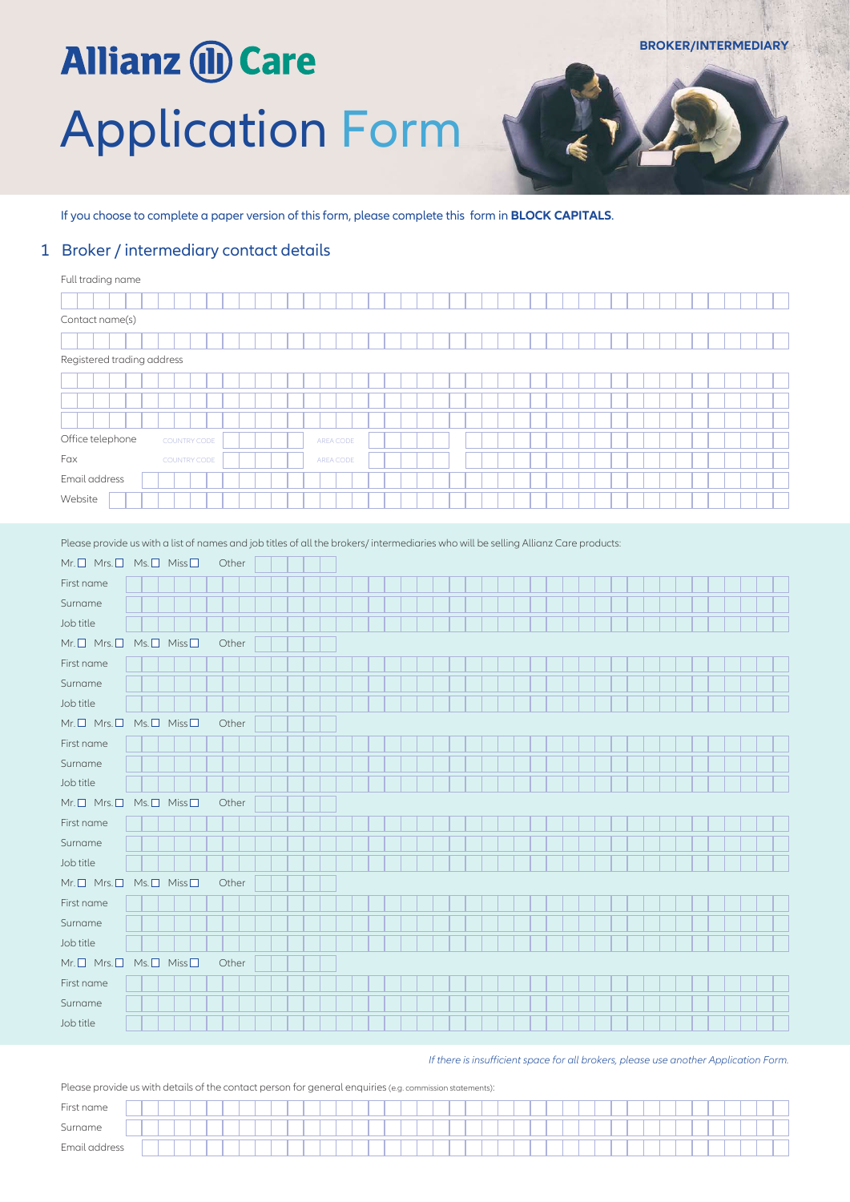BROKER/INTERMEDIARY

# Allianz Care

# Application Form

If you choose to complete a paper version of this form, please complete this form in **BLOCK CAPITALS**.

## 1 Broker / intermediary contact details

Full trading name

Contact name(s)

Registered trading address

Office telephone COUNTRY CODE AREA CODE

Fax COUNTRY CODE AREA CODE

Email address

Website

Please provide us with a list of names and job titles of all the brokers/ intermediaries who will be selling Allianz Care products:

Mr. ☐ Mrs. ☐ Ms. ☐ Miss ☐ Other

First name

Surname

Job title

Mr. ☐ Mrs. ☐ Ms. ☐ Miss ☐ Other

First name

Surname

Job title

Mr. ☐ Mrs. ☐ Ms. ☐ Miss ☐ Other

First name

Surname

Job title

Mr. ☐ Mrs. ☐ Ms. ☐ Miss ☐ Other

First name

Surname

Job title

Mr. ☐ Mrs. ☐ Ms. ☐ Miss ☐ Other

First name

Surname

Job title

Mr. ☐ Mrs. ☐ Ms. ☐ Miss ☐ Other

First name

Surname

Job title

*If there is insufficient space for all brokers, please use another Application Form.*

Please provide us with details of the contact person for general enquiries (e.g. commission statements):

First name

Surname

Email address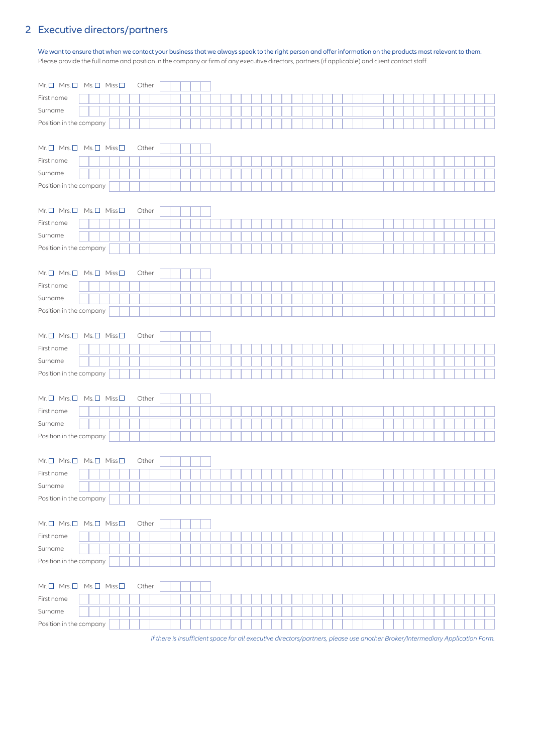## 2 Executive directors/partners

We want to ensure that when we contact your business that we always speak to the right person and offer information on the products most relevant to them.
Please provide the full name and position in the company or firm of any executive directors, partners (if applicable) and client contact staff.

Mr. ☐ Mrs. ☐ Ms. ☐ Miss ☐ Other

First name

Surname

Position in the company

Mr. ☐ Mrs. ☐ Ms. ☐ Miss ☐ Other

First name

Surname

Position in the company

Mr. ☐ Mrs. ☐ Ms. ☐ Miss ☐ Other

First name

Surname

Position in the company

Mr. ☐ Mrs. ☐ Ms. ☐ Miss ☐ Other

First name

Surname

Position in the company

Mr. ☐ Mrs. ☐ Ms. ☐ Miss ☐ Other

First name

Surname

Position in the company

Mr. ☐ Mrs. ☐ Ms. ☐ Miss ☐ Other

First name

Surname

Position in the company

Mr. ☐ Mrs. ☐ Ms. ☐ Miss ☐ Other

First name

Surname

Position in the company

Mr. ☐ Mrs. ☐ Ms. ☐ Miss ☐ Other

First name

Surname

Position in the company

Mr. ☐ Mrs. ☐ Ms. ☐ Miss ☐ Other

First name

Surname

Position in the company

*If there is insufficient space for all executive directors/partners, please use another Broker/Intermediary Application Form.*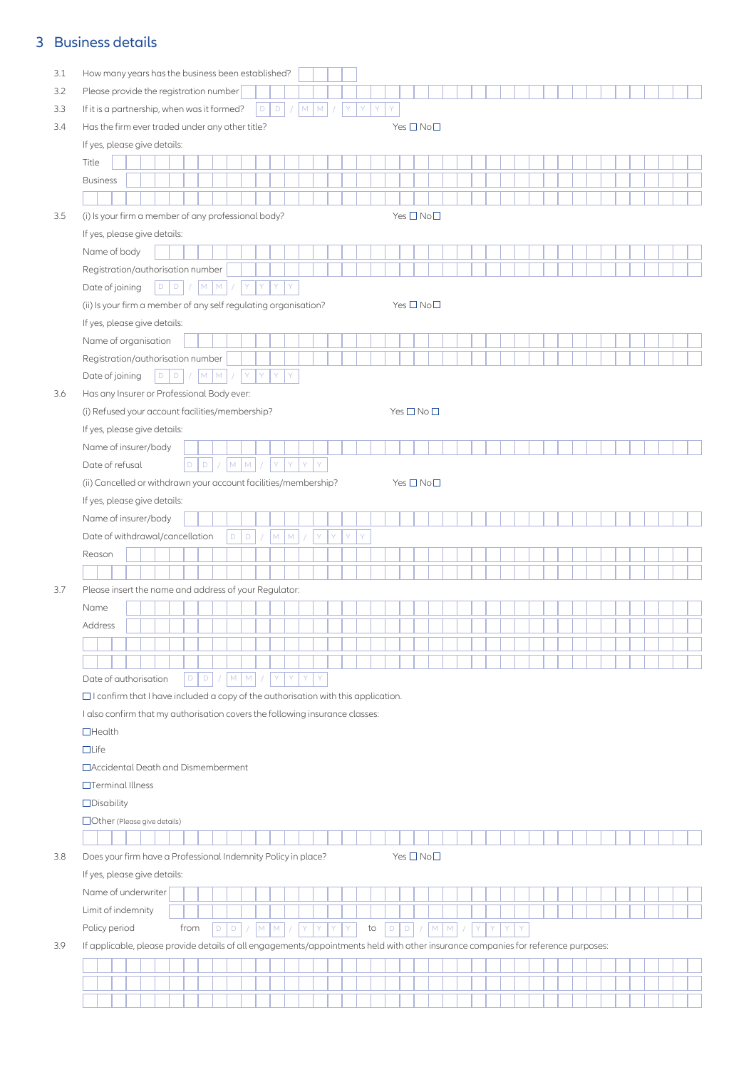## 3 Business details

3.1 How many years has the business been established?

3.2 Please provide the registration number

3.3 If it is a partnership, when was it formed? DD / MM / YYYY

3.4 Has the firm ever traded under any other title? Yes ☐ No ☐

If yes, please give details:

Title

Business

3.5 (i) Is your firm a member of any professional body? Yes ☐ No ☐

If yes, please give details:

Name of body

Registration/authorisation number

Date of joining DD / MM / YYYY

(ii) Is your firm a member of any self regulating organisation? Yes ☐ No ☐

If yes, please give details:

Name of organisation

Registration/authorisation number

Date of joining DD / MM / YYYY

3.6 Has any Insurer or Professional Body ever:

(i) Refused your account facilities/membership? Yes ☐ No ☐

If yes, please give details:

Name of insurer/body

Date of refusal DD / MM / YYYY

(ii) Cancelled or withdrawn your account facilities/membership? Yes ☐ No ☐

If yes, please give details:

Name of insurer/body

Date of withdrawal/cancellation DD / MM / YYYY

Reason

3.7 Please insert the name and address of your Regulator:

Name

Address

Date of authorisation DD / MM / YYYY

☐ I confirm that I have included a copy of the authorisation with this application.

I also confirm that my authorisation covers the following insurance classes:

☐ Health

☐ Life

☐ Accidental Death and Dismemberment

☐ Terminal Illness

☐ Disability

☐ Other (Please give details)

3.8 Does your firm have a Professional Indemnity Policy in place? Yes ☐ No ☐

If yes, please give details:

Name of underwriter

Limit of indemnity

Policy period from DD / MM / YYYY to DD / MM / YYYY

3.9 If applicable, please provide details of all engagements/appointments held with other insurance companies for reference purposes: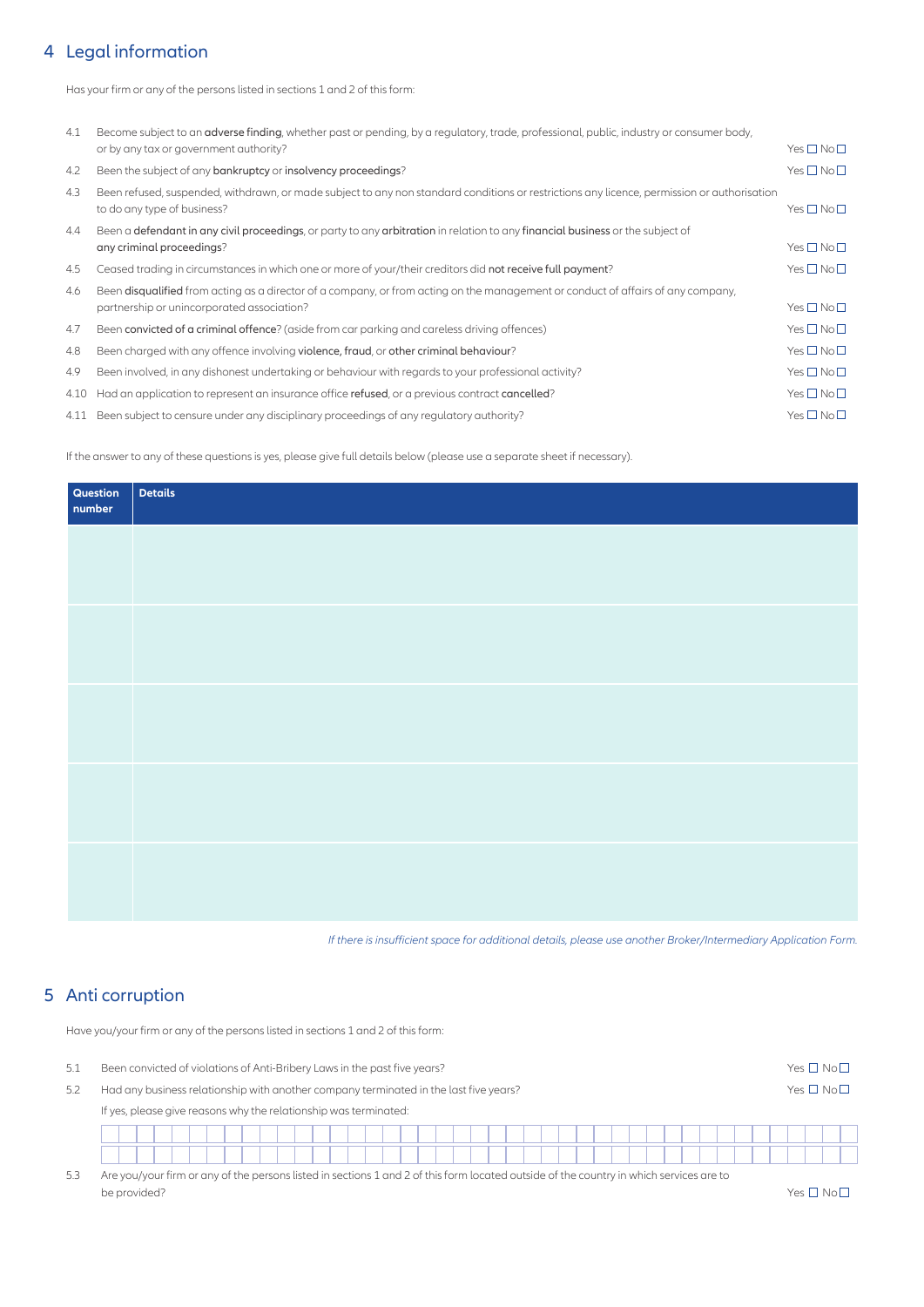## 4 Legal information

Has your firm or any of the persons listed in sections 1 and 2 of this form:

| | | |
|---|---|---|
| 4.1 | Become subject to an **adverse finding**, whether past or pending, by a regulatory, trade, professional, public, industry or consumer body, or by any tax or government authority? | Yes ☐ No ☐ |
| 4.2 | Been the subject of any **bankruptcy** or **insolvency proceedings**? | Yes ☐ No ☐ |
| 4.3 | Been refused, suspended, withdrawn, or made subject to any non standard conditions or restrictions any licence, permission or authorisation to do any type of business? | Yes ☐ No ☐ |
| 4.4 | Been a **defendant in any civil proceedings**, or party to any **arbitration** in relation to any **financial business** or the subject of **any criminal proceedings**? | Yes ☐ No ☐ |
| 4.5 | Ceased trading in circumstances in which one or more of your/their creditors did **not receive full payment**? | Yes ☐ No ☐ |
| 4.6 | Been **disqualified** from acting as a director of a company, or from acting on the management or conduct of affairs of any company, partnership or unincorporated association? | Yes ☐ No ☐ |
| 4.7 | Been **convicted of a criminal offence**? (aside from car parking and careless driving offences) | Yes ☐ No ☐ |
| 4.8 | Been charged with any offence involving **violence, fraud**, or **other criminal behaviour**? | Yes ☐ No ☐ |
| 4.9 | Been involved, in any dishonest undertaking or behaviour with regards to your professional activity? | Yes ☐ No ☐ |
| 4.10 | Had an application to represent an insurance office **refused**, or a previous contract **cancelled**? | Yes ☐ No ☐ |
| 4.11 | Been subject to censure under any disciplinary proceedings of any regulatory authority? | Yes ☐ No ☐ |

If the answer to any of these questions is yes, please give full details below (please use a separate sheet if necessary).

| Question number | Details |
|---|---|
| | |
| | |
| | |
| | |
| | |

*If there is insufficient space for additional details, please use another Broker/Intermediary Application Form.*

## 5 Anti corruption

Have you/your firm or any of the persons listed in sections 1 and 2 of this form:

| | | |
|---|---|---|
| 5.1 | Been convicted of violations of Anti-Bribery Laws in the past five years? | Yes ☐ No ☐ |
| 5.2 | Had any business relationship with another company terminated in the last five years? | Yes ☐ No ☐ |

If yes, please give reasons why the relationship was terminated:

| | | |
|---|---|---|
| 5.3 | Are you/your firm or any of the persons listed in sections 1 and 2 of this form located outside of the country in which services are to be provided? | Yes ☐ No ☐ |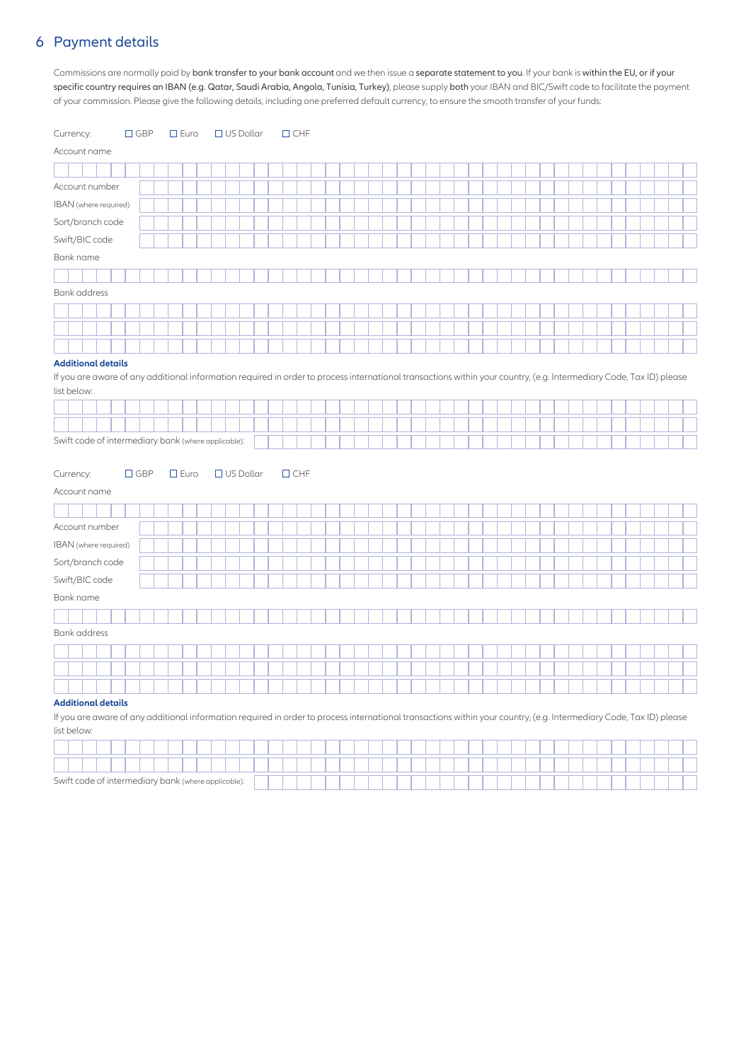## 6 Payment details

Commissions are normally paid by **bank transfer to your bank account** and we then issue a **separate statement to you**. If your bank is **within the EU, or if your specific country requires an IBAN (e.g. Qatar, Saudi Arabia, Angola, Tunisia, Turkey)**, please supply **both** your IBAN and BIC/Swift code to facilitate the payment of your commission. Please give the following details, including one preferred default currency, to ensure the smooth transfer of your funds:

Currency: ☐ GBP ☐ Euro ☐ US Dollar ☐ CHF

Account name

Account number

IBAN (where required)

Sort/branch code

Swift/BIC code

Bank name

Bank address

**Additional details**

If you are aware of any additional information required in order to process international transactions within your country, (e.g. Intermediary Code, Tax ID) please list below:

Swift code of intermediary bank (where applicable):

Currency: ☐ GBP ☐ Euro ☐ US Dollar ☐ CHF

Account name

Account number

IBAN (where required)

Sort/branch code

Swift/BIC code

Bank name

Bank address

**Additional details**

If you are aware of any additional information required in order to process international transactions within your country, (e.g. Intermediary Code, Tax ID) please list below:

Swift code of intermediary bank (where applicable):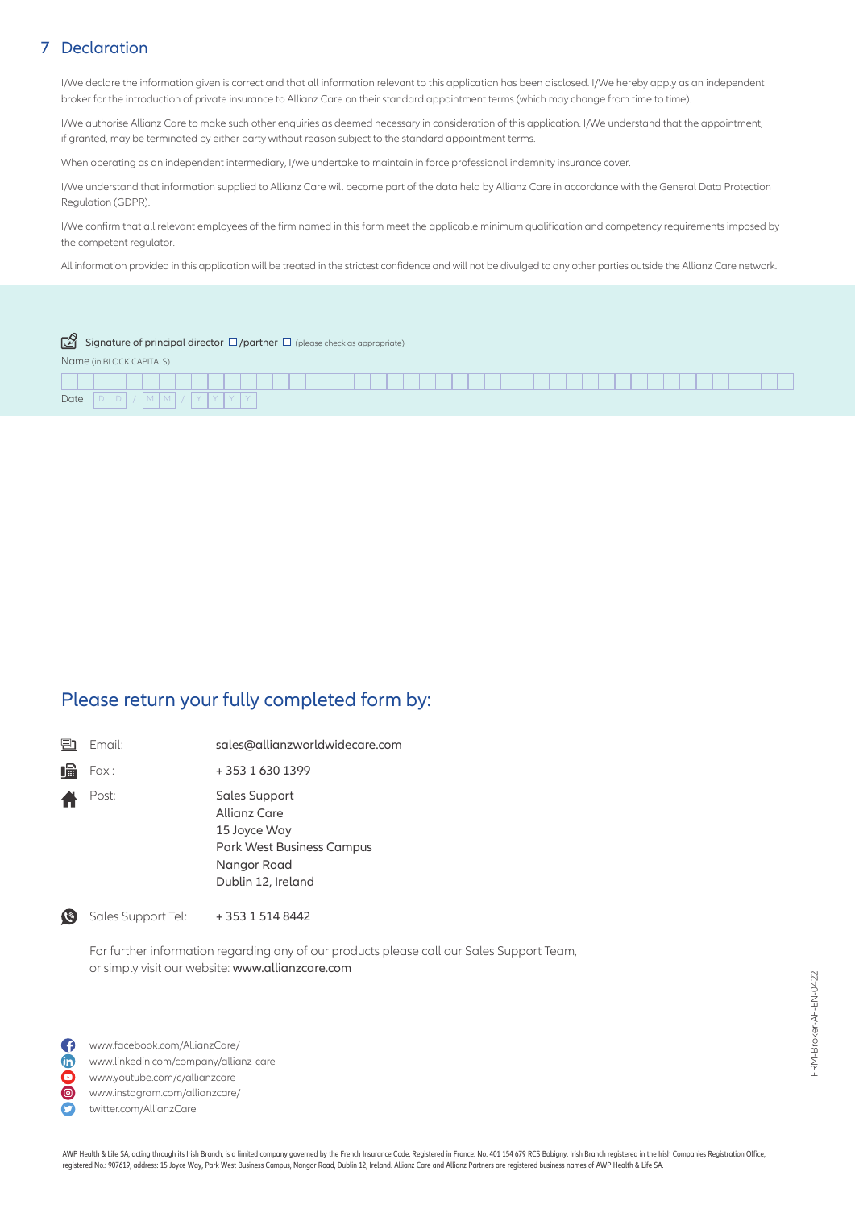## 7 Declaration

I/We declare the information given is correct and that all information relevant to this application has been disclosed. I/We hereby apply as an independent broker for the introduction of private insurance to Allianz Care on their standard appointment terms (which may change from time to time).

I/We authorise Allianz Care to make such other enquiries as deemed necessary in consideration of this application. I/We understand that the appointment, if granted, may be terminated by either party without reason subject to the standard appointment terms.

When operating as an independent intermediary, I/we undertake to maintain in force professional indemnity insurance cover.

I/We understand that information supplied to Allianz Care will become part of the data held by Allianz Care in accordance with the General Data Protection Regulation (GDPR).

I/We confirm that all relevant employees of the firm named in this form meet the applicable minimum qualification and competency requirements imposed by the competent regulator.

All information provided in this application will be treated in the strictest confidence and will not be divulged to any other parties outside the Allianz Care network.

Signature of principal director ☐ /partner ☐ (please check as appropriate) ______________________

Name (in BLOCK CAPITALS)

Date D D / M M / Y Y Y Y

## Please return your fully completed form by:

Email: sales@allianzworldwidecare.com

Fax : + 353 1 630 1399

Post: Sales Support
Allianz Care
15 Joyce Way
Park West Business Campus
Nangor Road
Dublin 12, Ireland

Sales Support Tel: + 353 1 514 8442

For further information regarding any of our products please call our Sales Support Team, or simply visit our website: www.allianzcare.com

www.facebook.com/AllianzCare/
www.linkedin.com/company/allianz-care
www.youtube.com/c/allianzcare
www.instagram.com/allianzcare/
twitter.com/AllianzCare

FRM-Broker-AF-EN-0422

AWP Health & Life SA, acting through its Irish Branch, is a limited company governed by the French Insurance Code. Registered in France: No. 401 154 679 RCS Bobigny. Irish Branch registered in the Irish Companies Registration Office, registered No.: 907619, address: 15 Joyce Way, Park West Business Campus, Nangor Road, Dublin 12, Ireland. Allianz Care and Allianz Partners are registered business names of AWP Health & Life SA.